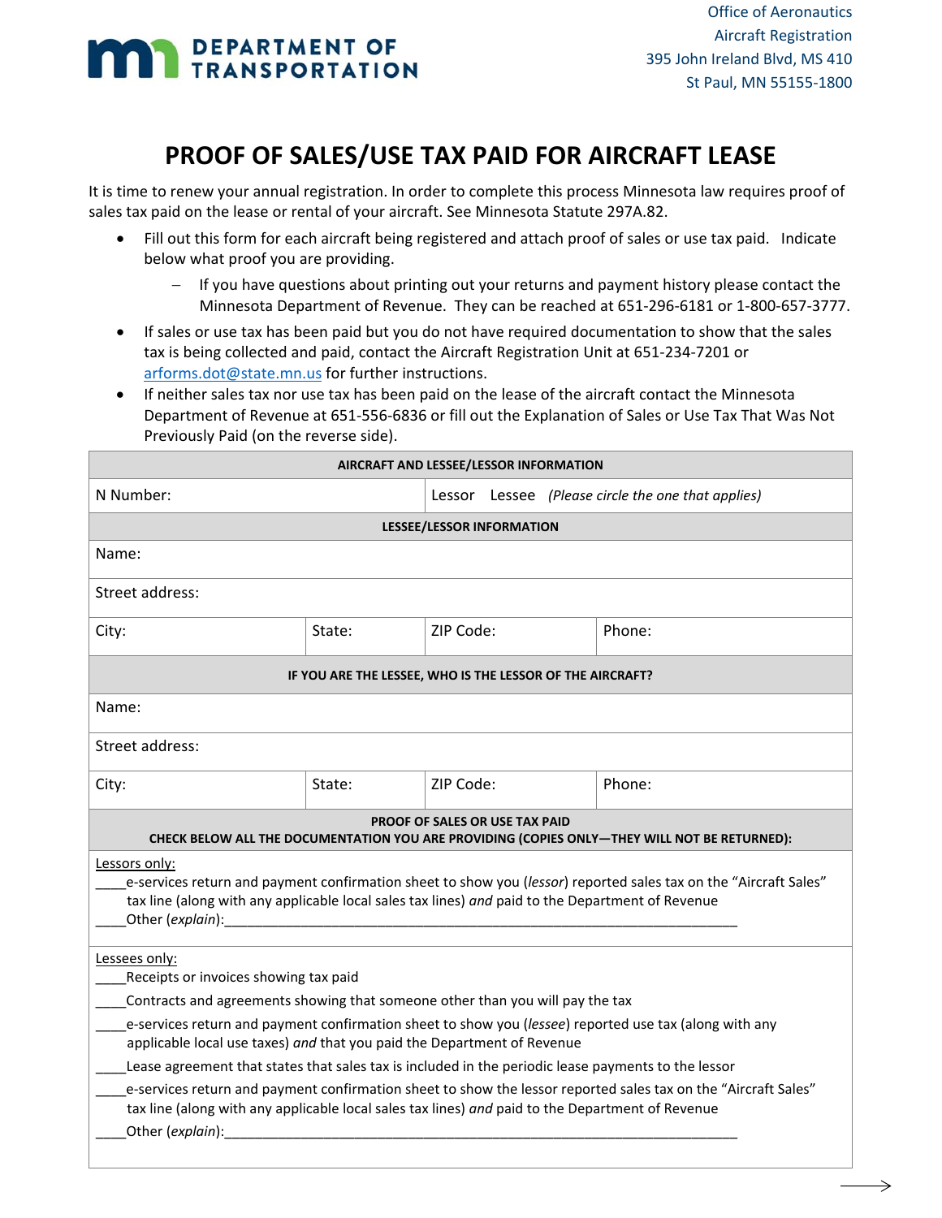DEPARTMENT OF TRANSPORTATION

Office of Aeronautics
Aircraft Registration
395 John Ireland Blvd, MS 410
St Paul, MN 55155-1800

# PROOF OF SALES/USE TAX PAID FOR AIRCRAFT LEASE

It is time to renew your annual registration. In order to complete this process Minnesota law requires proof of sales tax paid on the lease or rental of your aircraft. See Minnesota Statute 297A.82.

- Fill out this form for each aircraft being registered and attach proof of sales or use tax paid. Indicate below what proof you are providing.
  - If you have questions about printing out your returns and payment history please contact the Minnesota Department of Revenue. They can be reached at 651-296-6181 or 1-800-657-3777.
- If sales or use tax has been paid but you do not have required documentation to show that the sales tax is being collected and paid, contact the Aircraft Registration Unit at 651-234-7201 or arforms.dot@state.mn.us for further instructions.
- If neither sales tax nor use tax has been paid on the lease of the aircraft contact the Minnesota Department of Revenue at 651-556-6836 or fill out the Explanation of Sales or Use Tax That Was Not Previously Paid (on the reverse side).

| **AIRCRAFT AND LESSEE/LESSOR INFORMATION** | | | |
|---|---|---|---|
| N Number: | | Lessor Lessee *(Please circle the one that applies)* | |
| **LESSEE/LESSOR INFORMATION** | | | |
| Name: | | | |
| Street address: | | | |
| City: | State: | ZIP Code: | Phone: |
| **IF YOU ARE THE LESSEE, WHO IS THE LESSOR OF THE AIRCRAFT?** | | | |
| Name: | | | |
| Street address: | | | |
| City: | State: | ZIP Code: | Phone: |

**PROOF OF SALES OR USE TAX PAID**
**CHECK BELOW ALL THE DOCUMENTATION YOU ARE PROVIDING (COPIES ONLY—THEY WILL NOT BE RETURNED):**

Lessors only:

____e-services return and payment confirmation sheet to show you (*lessor*) reported sales tax on the "Aircraft Sales" tax line (along with any applicable local sales tax lines) *and* paid to the Department of Revenue

____Other (*explain*):______________________________________________________________________

Lessees only:

____Receipts or invoices showing tax paid

____Contracts and agreements showing that someone other than you will pay the tax

____e-services return and payment confirmation sheet to show you (*lessee*) reported use tax (along with any applicable local use taxes) *and* that you paid the Department of Revenue

____Lease agreement that states that sales tax is included in the periodic lease payments to the lessor

____e-services return and payment confirmation sheet to show the lessor reported sales tax on the "Aircraft Sales" tax line (along with any applicable local sales tax lines) *and* paid to the Department of Revenue

____Other (*explain*):______________________________________________________________________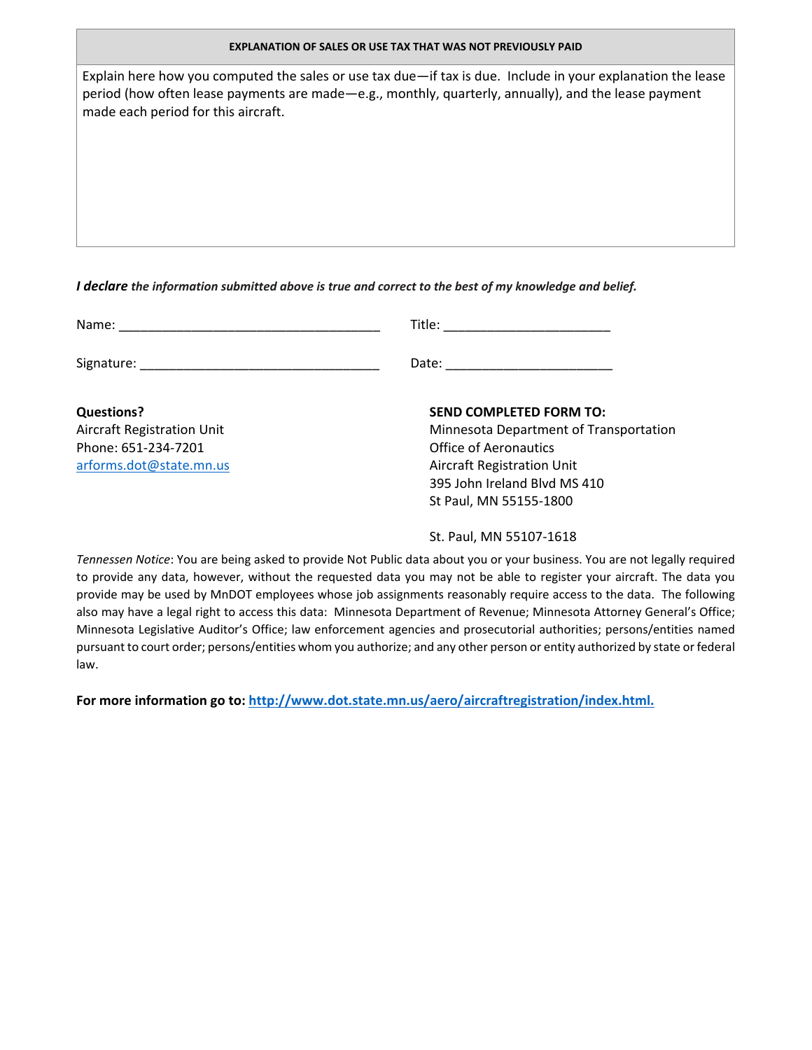| **EXPLANATION OF SALES OR USE TAX THAT WAS NOT PREVIOUSLY PAID** |
|---|
| Explain here how you computed the sales or use tax due—if tax is due. Include in your explanation the lease period (how often lease payments are made—e.g., monthly, quarterly, annually), and the lease payment made each period for this aircraft. |

***I declare** the information submitted above is true and correct to the best of my knowledge and belief.*

Name: ___________________________________ Title: ______________________

Signature: _______________________________ Date: ______________________

**Questions?**
Aircraft Registration Unit
Phone: 651-234-7201
arforms.dot@state.mn.us

**SEND COMPLETED FORM TO:**
Minnesota Department of Transportation
Office of Aeronautics
Aircraft Registration Unit
395 John Ireland Blvd MS 410
St Paul, MN 55155-1800

St. Paul, MN 55107-1618

*Tennessen Notice*: You are being asked to provide Not Public data about you or your business. You are not legally required to provide any data, however, without the requested data you may not be able to register your aircraft. The data you provide may be used by MnDOT employees whose job assignments reasonably require access to the data. The following also may have a legal right to access this data: Minnesota Department of Revenue; Minnesota Attorney General's Office; Minnesota Legislative Auditor's Office; law enforcement agencies and prosecutorial authorities; persons/entities named pursuant to court order; persons/entities whom you authorize; and any other person or entity authorized by state or federal law.

**For more information go to: http://www.dot.state.mn.us/aero/aircraftregistration/index.html.**